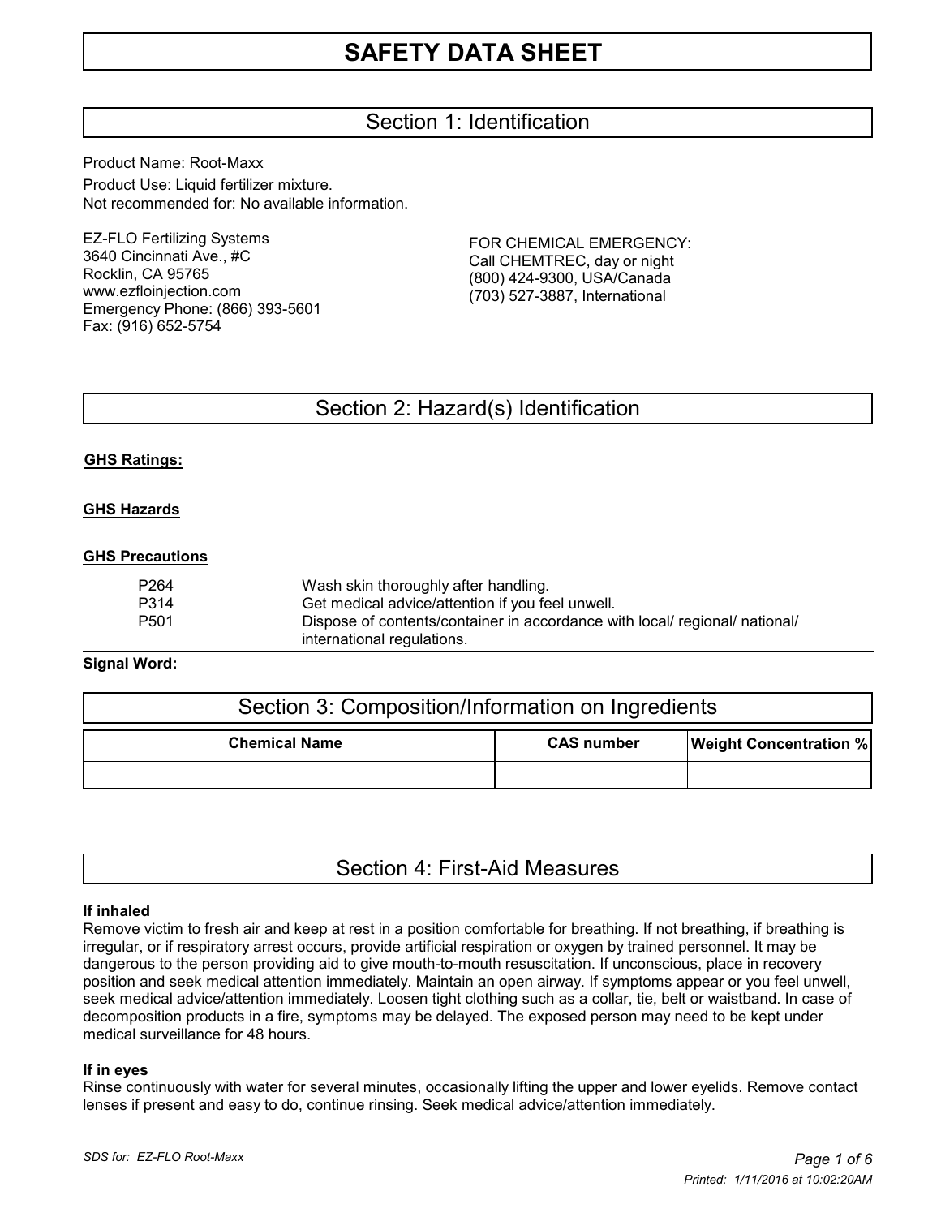# SAFETY DATA SHEET

## Section 1: Identification

Product Name: Root-Maxx

Product Use: Liquid fertilizer mixture.

Not recommended for: No available information.

EZ-FLO Fertilizing Systems
3640 Cincinnati Ave., #C
Rocklin, CA 95765
www.ezfloinjection.com
Emergency Phone: (866) 393-5601
Fax: (916) 652-5754

FOR CHEMICAL EMERGENCY:
Call CHEMTREC, day or night
(800) 424-9300, USA/Canada
(703) 527-3887, International

## Section 2: Hazard(s) Identification

**GHS Ratings:**

**GHS Hazards**

**GHS Precautions**

| | |
|---|---|
| P264 | Wash skin thoroughly after handling. |
| P314 | Get medical advice/attention if you feel unwell. |
| P501 | Dispose of contents/container in accordance with local/ regional/ national/ international regulations. |

**Signal Word:**

## Section 3: Composition/Information on Ingredients

| Chemical Name | CAS number | Weight Concentration % |
|---|---|---|
| | | |

## Section 4: First-Aid Measures

**If inhaled**

Remove victim to fresh air and keep at rest in a position comfortable for breathing. If not breathing, if breathing is irregular, or if respiratory arrest occurs, provide artificial respiration or oxygen by trained personnel. It may be dangerous to the person providing aid to give mouth-to-mouth resuscitation. If unconscious, place in recovery position and seek medical attention immediately. Maintain an open airway. If symptoms appear or you feel unwell, seek medical advice/attention immediately. Loosen tight clothing such as a collar, tie, belt or waistband. In case of decomposition products in a fire, symptoms may be delayed. The exposed person may need to be kept under medical surveillance for 48 hours.

**If in eyes**

Rinse continuously with water for several minutes, occasionally lifting the upper and lower eyelids. Remove contact lenses if present and easy to do, continue rinsing. Seek medical advice/attention immediately.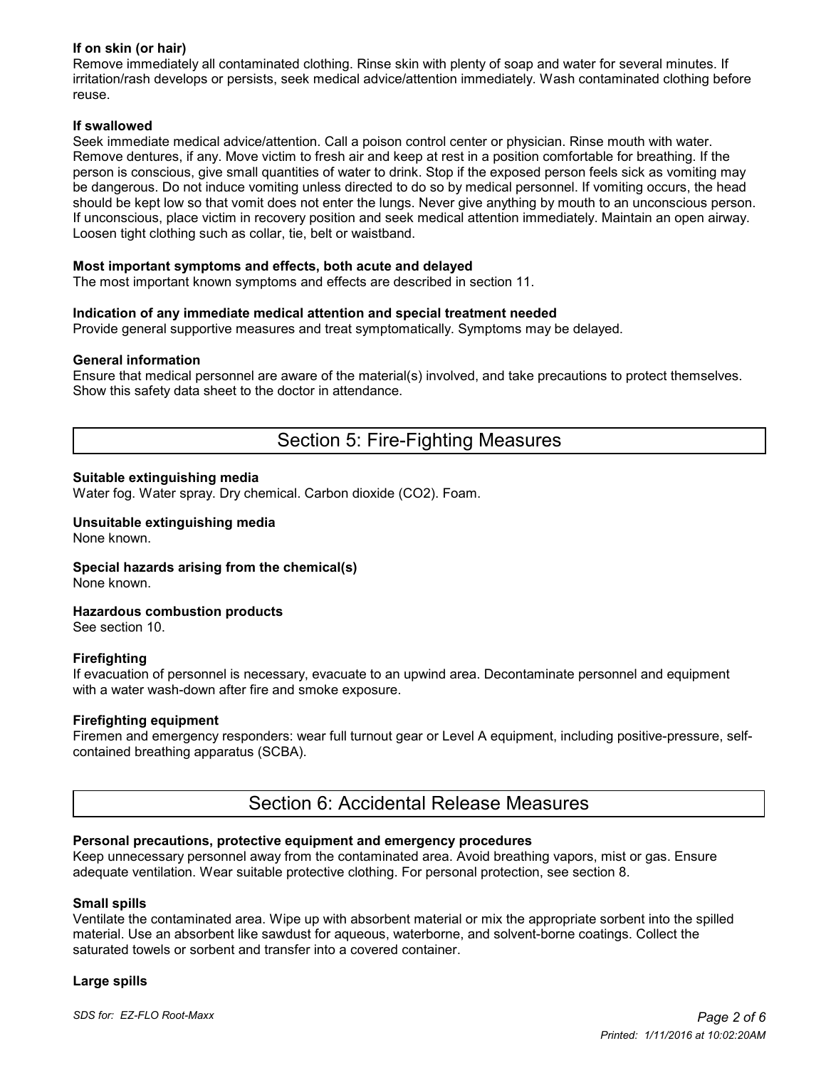**If on skin (or hair)**

Remove immediately all contaminated clothing. Rinse skin with plenty of soap and water for several minutes. If irritation/rash develops or persists, seek medical advice/attention immediately. Wash contaminated clothing before reuse.

**If swallowed**

Seek immediate medical advice/attention. Call a poison control center or physician. Rinse mouth with water. Remove dentures, if any. Move victim to fresh air and keep at rest in a position comfortable for breathing. If the person is conscious, give small quantities of water to drink. Stop if the exposed person feels sick as vomiting may be dangerous. Do not induce vomiting unless directed to do so by medical personnel. If vomiting occurs, the head should be kept low so that vomit does not enter the lungs. Never give anything by mouth to an unconscious person. If unconscious, place victim in recovery position and seek medical attention immediately. Maintain an open airway. Loosen tight clothing such as collar, tie, belt or waistband.

**Most important symptoms and effects, both acute and delayed**

The most important known symptoms and effects are described in section 11.

**Indication of any immediate medical attention and special treatment needed**

Provide general supportive measures and treat symptomatically. Symptoms may be delayed.

**General information**

Ensure that medical personnel are aware of the material(s) involved, and take precautions to protect themselves. Show this safety data sheet to the doctor in attendance.

## Section 5: Fire-Fighting Measures

**Suitable extinguishing media**

Water fog. Water spray. Dry chemical. Carbon dioxide ($CO_2$). Foam.

**Unsuitable extinguishing media**

None known.

**Special hazards arising from the chemical(s)**

None known.

**Hazardous combustion products**

See section 10.

**Firefighting**

If evacuation of personnel is necessary, evacuate to an upwind area. Decontaminate personnel and equipment with a water wash-down after fire and smoke exposure.

**Firefighting equipment**

Firemen and emergency responders: wear full turnout gear or Level A equipment, including positive-pressure, self-contained breathing apparatus (SCBA).

## Section 6: Accidental Release Measures

**Personal precautions, protective equipment and emergency procedures**

Keep unnecessary personnel away from the contaminated area. Avoid breathing vapors, mist or gas. Ensure adequate ventilation. Wear suitable protective clothing. For personal protection, see section 8.

**Small spills**

Ventilate the contaminated area. Wipe up with absorbent material or mix the appropriate sorbent into the spilled material. Use an absorbent like sawdust for aqueous, waterborne, and solvent-borne coatings. Collect the saturated towels or sorbent and transfer into a covered container.

**Large spills**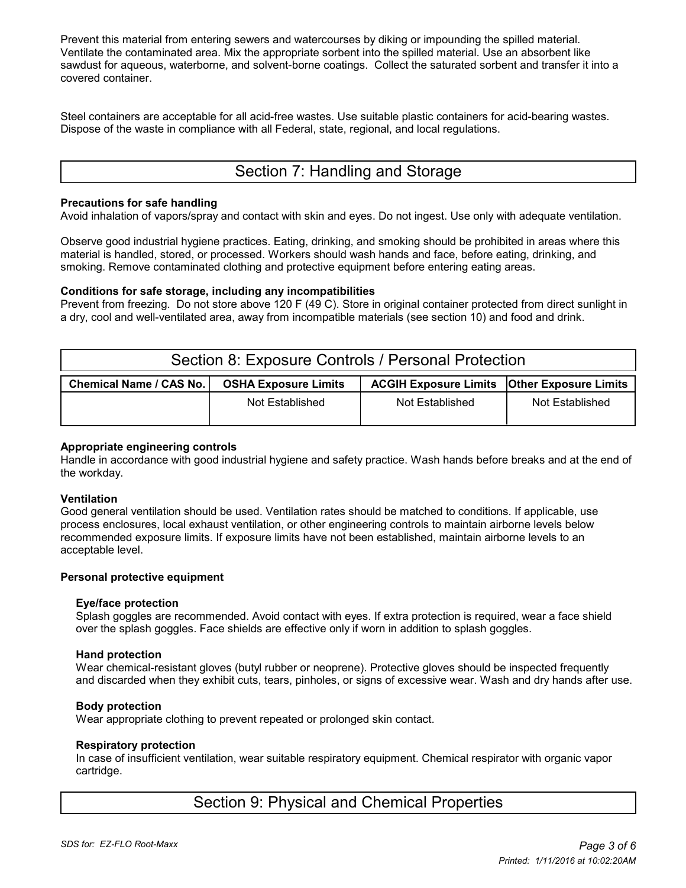Prevent this material from entering sewers and watercourses by diking or impounding the spilled material. Ventilate the contaminated area. Mix the appropriate sorbent into the spilled material. Use an absorbent like sawdust for aqueous, waterborne, and solvent-borne coatings. Collect the saturated sorbent and transfer it into a covered container.

Steel containers are acceptable for all acid-free wastes. Use suitable plastic containers for acid-bearing wastes. Dispose of the waste in compliance with all Federal, state, regional, and local regulations.

# Section 7: Handling and Storage

**Precautions for safe handling**
Avoid inhalation of vapors/spray and contact with skin and eyes. Do not ingest. Use only with adequate ventilation.

Observe good industrial hygiene practices. Eating, drinking, and smoking should be prohibited in areas where this material is handled, stored, or processed. Workers should wash hands and face, before eating, drinking, and smoking. Remove contaminated clothing and protective equipment before entering eating areas.

**Conditions for safe storage, including any incompatibilities**
Prevent from freezing. Do not store above 120 F (49 C). Store in original container protected from direct sunlight in a dry, cool and well-ventilated area, away from incompatible materials (see section 10) and food and drink.

# Section 8: Exposure Controls / Personal Protection

| Chemical Name / CAS No. | OSHA Exposure Limits | ACGIH Exposure Limits | Other Exposure Limits |
|---|---|---|---|
| | Not Established | Not Established | Not Established |

**Appropriate engineering controls**
Handle in accordance with good industrial hygiene and safety practice. Wash hands before breaks and at the end of the workday.

**Ventilation**
Good general ventilation should be used. Ventilation rates should be matched to conditions. If applicable, use process enclosures, local exhaust ventilation, or other engineering controls to maintain airborne levels below recommended exposure limits. If exposure limits have not been established, maintain airborne levels to an acceptable level.

**Personal protective equipment**

**Eye/face protection**
Splash goggles are recommended. Avoid contact with eyes. If extra protection is required, wear a face shield over the splash goggles. Face shields are effective only if worn in addition to splash goggles.

**Hand protection**
Wear chemical-resistant gloves (butyl rubber or neoprene). Protective gloves should be inspected frequently and discarded when they exhibit cuts, tears, pinholes, or signs of excessive wear. Wash and dry hands after use.

**Body protection**
Wear appropriate clothing to prevent repeated or prolonged skin contact.

**Respiratory protection**
In case of insufficient ventilation, wear suitable respiratory equipment. Chemical respirator with organic vapor cartridge.

# Section 9: Physical and Chemical Properties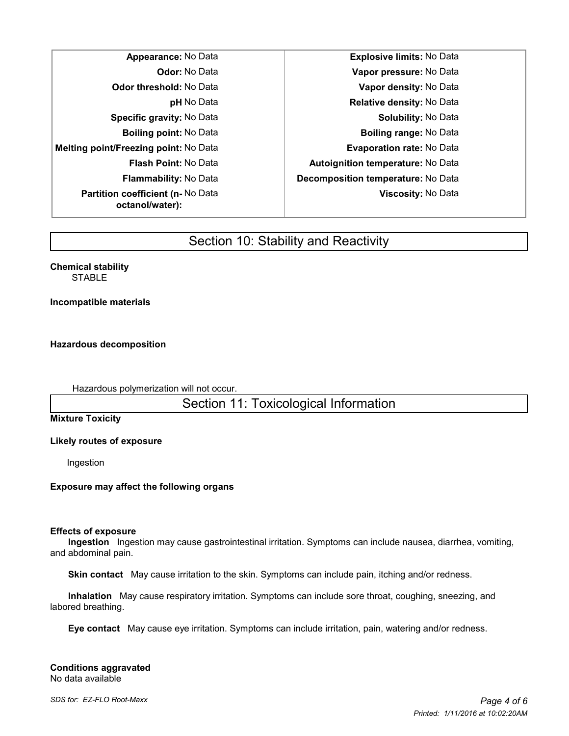| Property | Value | Property | Value |
|---|---|---|---|
| **Appearance:** | No Data | **Explosive limits:** | No Data |
| **Odor:** | No Data | **Vapor pressure:** | No Data |
| **Odor threshold:** | No Data | **Vapor density:** | No Data |
| **pH** | No Data | **Relative density:** | No Data |
| **Specific gravity:** | No Data | **Solubility:** | No Data |
| **Boiling point:** | No Data | **Boiling range:** | No Data |
| **Melting point/Freezing point:** | No Data | **Evaporation rate:** | No Data |
| **Flash Point:** | No Data | **Autoignition temperature:** | No Data |
| **Flammability:** | No Data | **Decomposition temperature:** | No Data |
| **Partition coefficient (n-octanol/water):** | No Data | **Viscosity:** | No Data |

## Section 10: Stability and Reactivity

**Chemical stability**

STABLE

**Incompatible materials**

**Hazardous decomposition**

Hazardous polymerization will not occur.

## Section 11: Toxicological Information

**Mixture Toxicity**

**Likely routes of exposure**

Ingestion

**Exposure may affect the following organs**

**Effects of exposure**

**Ingestion** Ingestion may cause gastrointestinal irritation. Symptoms can include nausea, diarrhea, vomiting, and abdominal pain.

**Skin contact** May cause irritation to the skin. Symptoms can include pain, itching and/or redness.

**Inhalation** May cause respiratory irritation. Symptoms can include sore throat, coughing, sneezing, and labored breathing.

**Eye contact** May cause eye irritation. Symptoms can include irritation, pain, watering and/or redness.

**Conditions aggravated**

No data available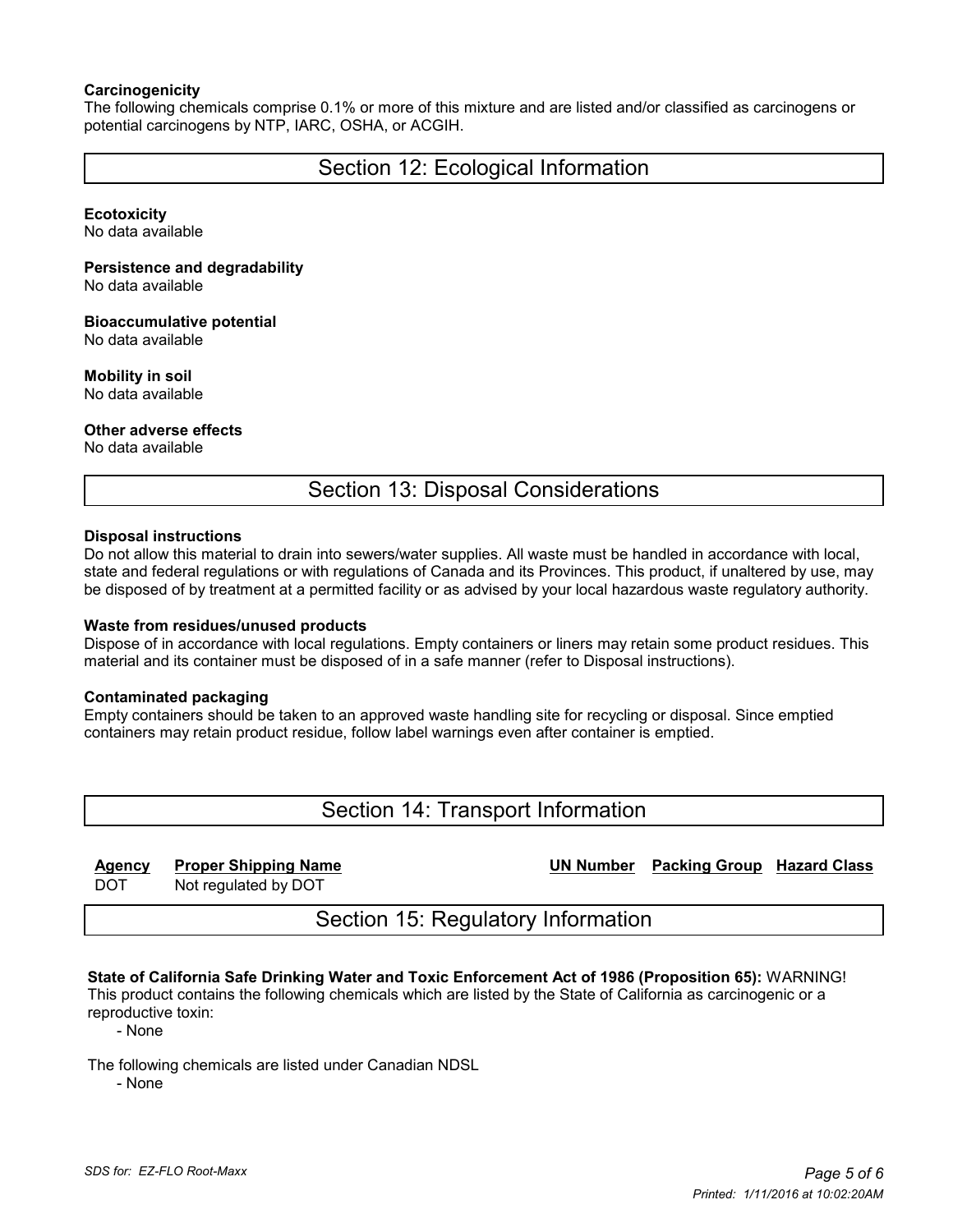### Carcinogenicity

The following chemicals comprise 0.1% or more of this mixture and are listed and/or classified as carcinogens or potential carcinogens by NTP, IARC, OSHA, or ACGIH.

## Section 12: Ecological Information

**Ecotoxicity**
No data available

**Persistence and degradability**
No data available

**Bioaccumulative potential**
No data available

**Mobility in soil**
No data available

**Other adverse effects**
No data available

## Section 13: Disposal Considerations

**Disposal instructions**
Do not allow this material to drain into sewers/water supplies. All waste must be handled in accordance with local, state and federal regulations or with regulations of Canada and its Provinces. This product, if unaltered by use, may be disposed of by treatment at a permitted facility or as advised by your local hazardous waste regulatory authority.

**Waste from residues/unused products**
Dispose of in accordance with local regulations. Empty containers or liners may retain some product residues. This material and its container must be disposed of in a safe manner (refer to Disposal instructions).

**Contaminated packaging**
Empty containers should be taken to an approved waste handling site for recycling or disposal. Since emptied containers may retain product residue, follow label warnings even after container is emptied.

## Section 14: Transport Information

| Agency | Proper Shipping Name | UN Number | Packing Group | Hazard Class |
|---|---|---|---|---|
| DOT | Not regulated by DOT | | | |

## Section 15: Regulatory Information

**State of California Safe Drinking Water and Toxic Enforcement Act of 1986 (Proposition 65):** WARNING!
This product contains the following chemicals which are listed by the State of California as carcinogenic or a reproductive toxin:

- None

The following chemicals are listed under Canadian NDSL

- None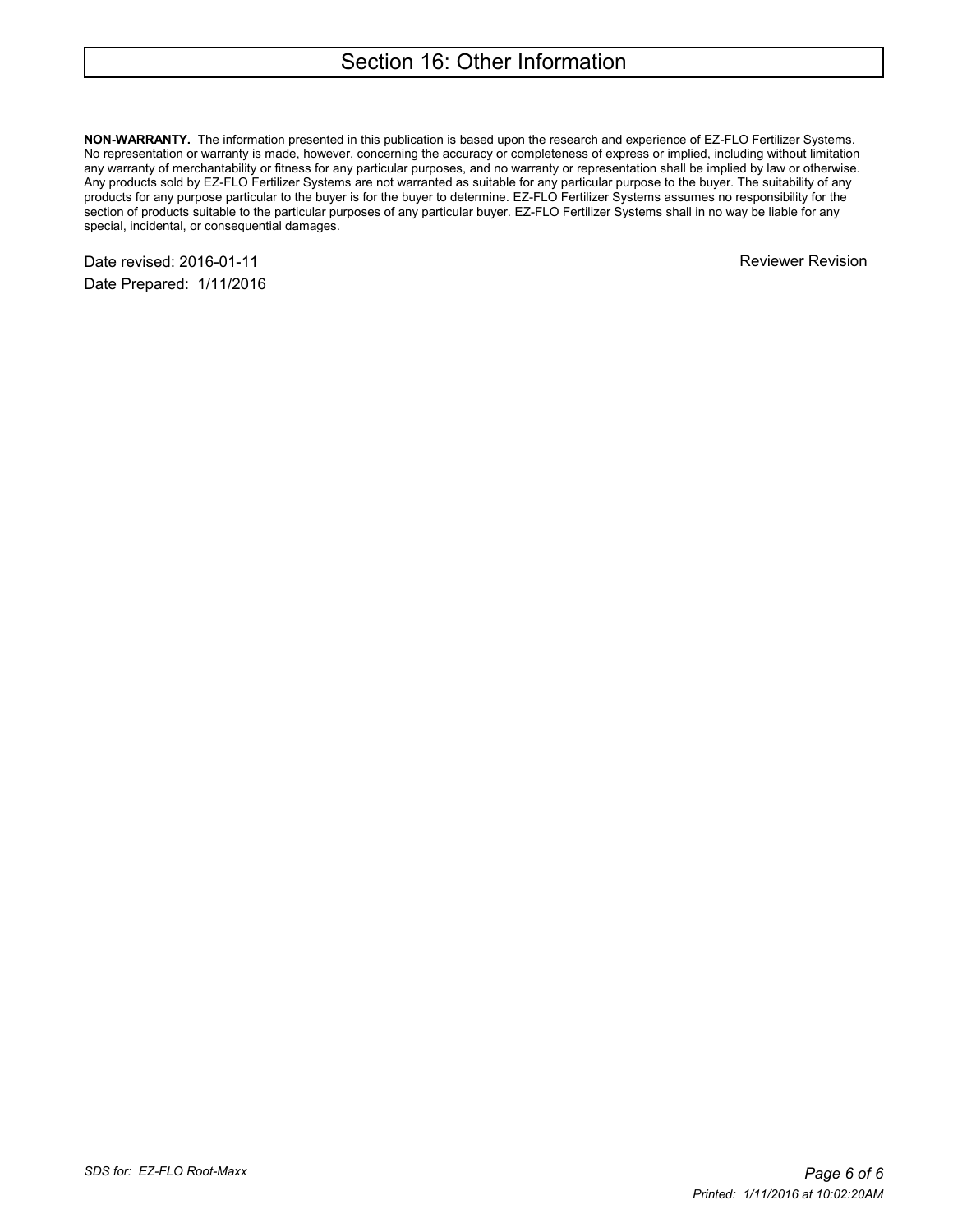# Section 16: Other Information

**NON-WARRANTY.** The information presented in this publication is based upon the research and experience of EZ-FLO Fertilizer Systems. No representation or warranty is made, however, concerning the accuracy or completeness of express or implied, including without limitation any warranty of merchantability or fitness for any particular purposes, and no warranty or representation shall be implied by law or otherwise. Any products sold by EZ-FLO Fertilizer Systems are not warranted as suitable for any particular purpose to the buyer. The suitability of any products for any purpose particular to the buyer is for the buyer to determine. EZ-FLO Fertilizer Systems assumes no responsibility for the section of products suitable to the particular purposes of any particular buyer. EZ-FLO Fertilizer Systems shall in no way be liable for any special, incidental, or consequential damages.

Date revised: 2016-01-11

Reviewer Revision

Date Prepared: 1/11/2016